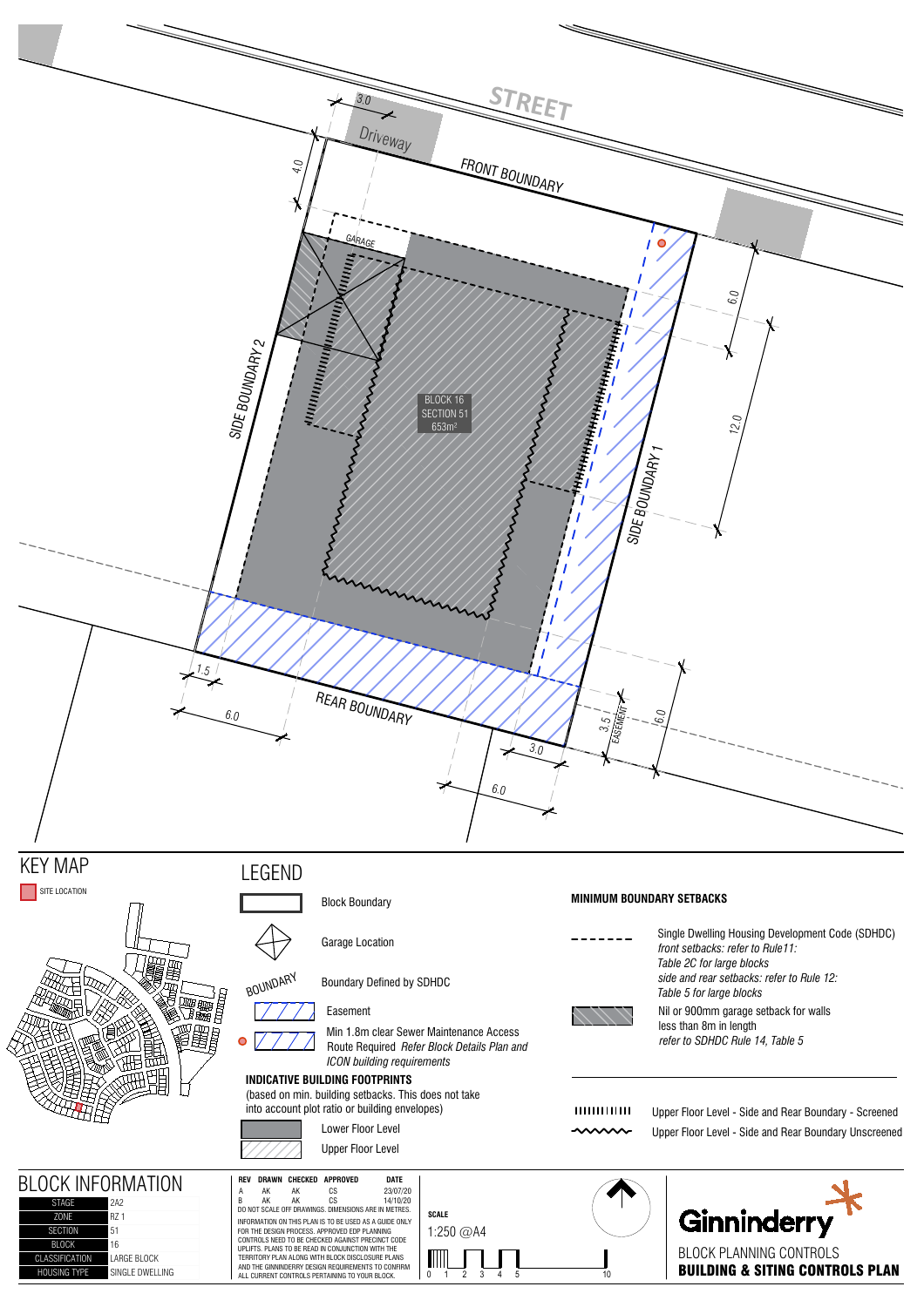STREET

3.0

Driveway

4.0

FRONT BOUNDARY

GARAGE

SIDE BOUNDARY 2

BLOCK 16
SECTION 51
653m²

SIDE BOUNDARY 1

6.0

12.0

1.5

6.0

REAR BOUNDARY

3.0

3.5 EASEMENT

6.0

6.0

# KEY MAP

SITE LOCATION

# LEGEND

Block Boundary

Garage Location

BOUNDARY — Boundary Defined by SDHDC

Easement

Min 1.8m clear Sewer Maintenance Access Route Required *Refer Block Details Plan and ICON building requirements*

**INDICATIVE BUILDING FOOTPRINTS**
(based on min. building setbacks. This does not take into account plot ratio or building envelopes)

Lower Floor Level

Upper Floor Level

**MINIMUM BOUNDARY SETBACKS**

Single Dwelling Housing Development Code (SDHDC)
*front setbacks: refer to Rule11: Table 2C for large blocks*
*side and rear setbacks: refer to Rule 12: Table 5 for large blocks*

Nil or 900mm garage setback for walls less than 8m in length
*refer to SDHDC Rule 14, Table 5*

Upper Floor Level - Side and Rear Boundary - Screened

Upper Floor Level - Side and Rear Boundary Unscreened

# BLOCK INFORMATION

| | |
|---|---|
| STAGE | 2A2 |
| ZONE | RZ 1 |
| SECTION | 51 |
| BLOCK | 16 |
| CLASSIFICATION | LARGE BLOCK |
| HOUSING TYPE | SINGLE DWELLING |

| REV | DRAWN | CHECKED | APPROVED | DATE |
|---|---|---|---|---|
| A | AK | AK | CS | 23/07/20 |
| B | AK | AK | CS | 14/10/20 |

DO NOT SCALE OFF DRAWINGS. DIMENSIONS ARE IN METRES.

INFORMATION ON THIS PLAN IS TO BE USED AS A GUIDE ONLY FOR THE DESIGN PROCESS. APPROVED EDP PLANNING CONTROLS NEED TO BE CHECKED AGAINST PRECINCT CODE UPLIFTS. PLANS TO BE READ IN CONJUNCTION WITH THE TERRITORY PLAN ALONG WITH BLOCK DISCLOSURE PLANS AND THE GINNINDERRY DESIGN REQUIREMENTS TO CONFIRM ALL CURRENT CONTROLS PERTAINING TO YOUR BLOCK.

**SCALE**
1:250 @A4

0 1 2 3 4 5 10

Ginninderry

BLOCK PLANNING CONTROLS
**BUILDING & SITING CONTROLS PLAN**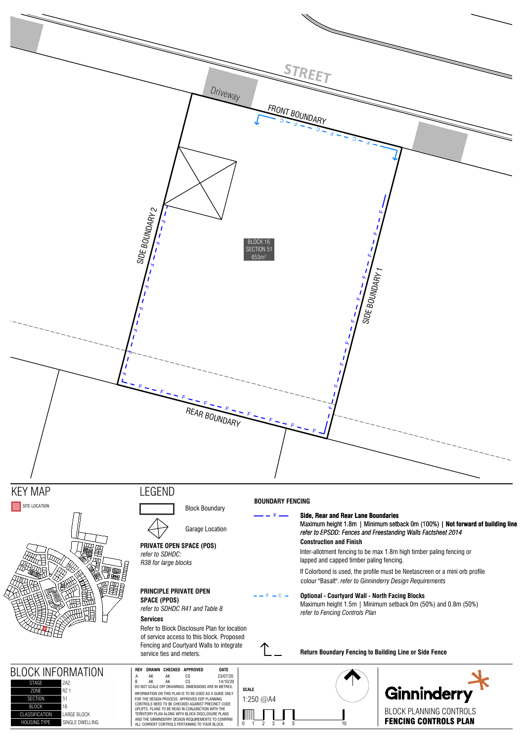STREET

Driveway

FRONT BOUNDARY

SIDE BOUNDARY 2

SIDE BOUNDARY 1

REAR BOUNDARY

BLOCK 16
SECTION 51
653m²

## KEY MAP

SITE LOCATION

## LEGEND

Block Boundary

Garage Location

**PRIVATE OPEN SPACE (POS)**
*refer to SDHDC:*
*R38 for large blocks*

**PRINCIPLE PRIVATE OPEN SPACE (PPOS)**
*refer to SDHDC R41 and Table 8*

**Services**
Refer to Block Disclosure Plan for location of service access to this block. Proposed Fencing and Courtyard Walls to integrate service ties and meters.

**BOUNDARY FENCING**

**Side, Rear and Rear Lane Boundaries**
Maximum height 1.8m | Minimum setback 0m (100%) | **Not forward of building line**
*refer to EPSDD: Fences and Freestanding Walls Factsheet 2014*

**Construction and Finish**
Inter-allotment fencing to be max 1.8m high timber paling fencing or lapped and capped timber paling fencing.

If Colorbond is used, the profile must be Neetascreen or a mini orb profile colour "Basalt". *refer to Ginninderry Design Requirements*

**Optional - Courtyard Wall - North Facing Blocks**
Maximum height 1.5m | Minimum setback 0m (50%) and 0.8m (50%)
*refer to Fencing Controls Plan*

**Return Boundary Fencing to Building Line or Side Fence**

## BLOCK INFORMATION

| | |
|---|---|
| STAGE | 2A2 |
| ZONE | RZ 1 |
| SECTION | 51 |
| BLOCK | 16 |
| CLASSIFICATION | LARGE BLOCK |
| HOUSING TYPE | SINGLE DWELLING |

| REV | DRAWN | CHECKED | APPROVED | DATE |
|---|---|---|---|---|
| A | AK | AK | CS | 23/07/20 |
| B | AK | AK | CS | 14/10/20 |

DO NOT SCALE OFF DRAWINGS. DIMENSIONS ARE IN METRES.

INFORMATION ON THIS PLAN IS TO BE USED AS A GUIDE ONLY FOR THE DESIGN PROCESS. APPROVED EDP PLANNING CONTROLS NEED TO BE CHECKED AGAINST PRECINCT CODE UPLIFTS. PLANS TO BE READ IN CONJUNCTION WITH THE TERRITORY PLAN ALONG WITH BLOCK DISCLOSURE PLANS AND THE GINNINDERRY DESIGN REQUIREMENTS TO CONFIRM ALL CURRENT CONTROLS PERTAINING TO YOUR BLOCK.

SCALE
1:250 @A4
0 1 2 3 4 5 10

Ginninderry

BLOCK PLANNING CONTROLS
**FENCING CONTROLS PLAN**